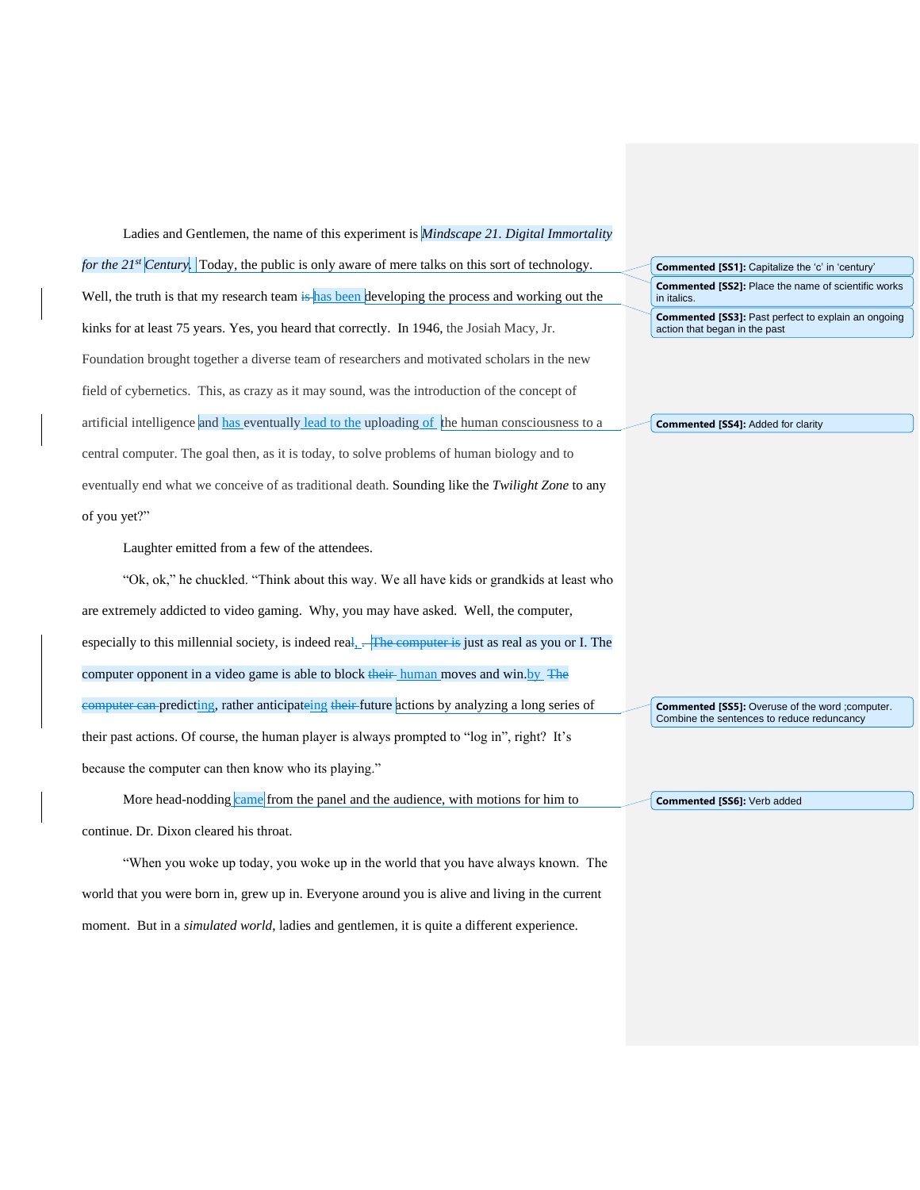Ladies and Gentlemen, the name of this experiment is *Mindscape 21. Digital Immortality for the 21st Century*. Today, the public is only aware of mere talks on this sort of technology. Well, the truth is that my research team ~~is~~ has been developing the process and working out the kinks for at least 75 years. Yes, you heard that correctly. In 1946, the Josiah Macy, Jr. Foundation brought together a diverse team of researchers and motivated scholars in the new field of cybernetics. This, as crazy as it may sound, was the introduction of the concept of artificial intelligence and has eventually lead to the uploading of the human consciousness to a central computer. The goal then, as it is today, to solve problems of human biology and to eventually end what we conceive of as traditional death. Sounding like the *Twilight Zone* to any of you yet?"

Laughter emitted from a few of the attendees.

"Ok, ok," he chuckled. "Think about this way. We all have kids or grandkids at least who are extremely addicted to video gaming. Why, you may have asked. Well, the computer, especially to this millennial society, is indeed real~~!~~, ~~.~~ ~~The computer is~~ just as real as you or I. The computer opponent in a video game is able to block ~~their~~ human moves and win.by ~~The computer can~~ predicting, rather anticipat~~e~~ing ~~their~~ future actions by analyzing a long series of their past actions. Of course, the human player is always prompted to "log in", right? It's because the computer can then know who its playing."

More head-nodding came from the panel and the audience, with motions for him to continue. Dr. Dixon cleared his throat.

"When you woke up today, you woke up in the world that you have always known. The world that you were born in, grew up in. Everyone around you is alive and living in the current moment. But in a *simulated world*, ladies and gentlemen, it is quite a different experience.

**Commented [SS1]:** Capitalize the 'c' in 'century'

**Commented [SS2]:** Place the name of scientific works in italics.

**Commented [SS3]:** Past perfect to explain an ongoing action that began in the past

**Commented [SS4]:** Added for clarity

**Commented [SS5]:** Overuse of the word ;computer. Combine the sentences to reduce reduncancy

**Commented [SS6]:** Verb added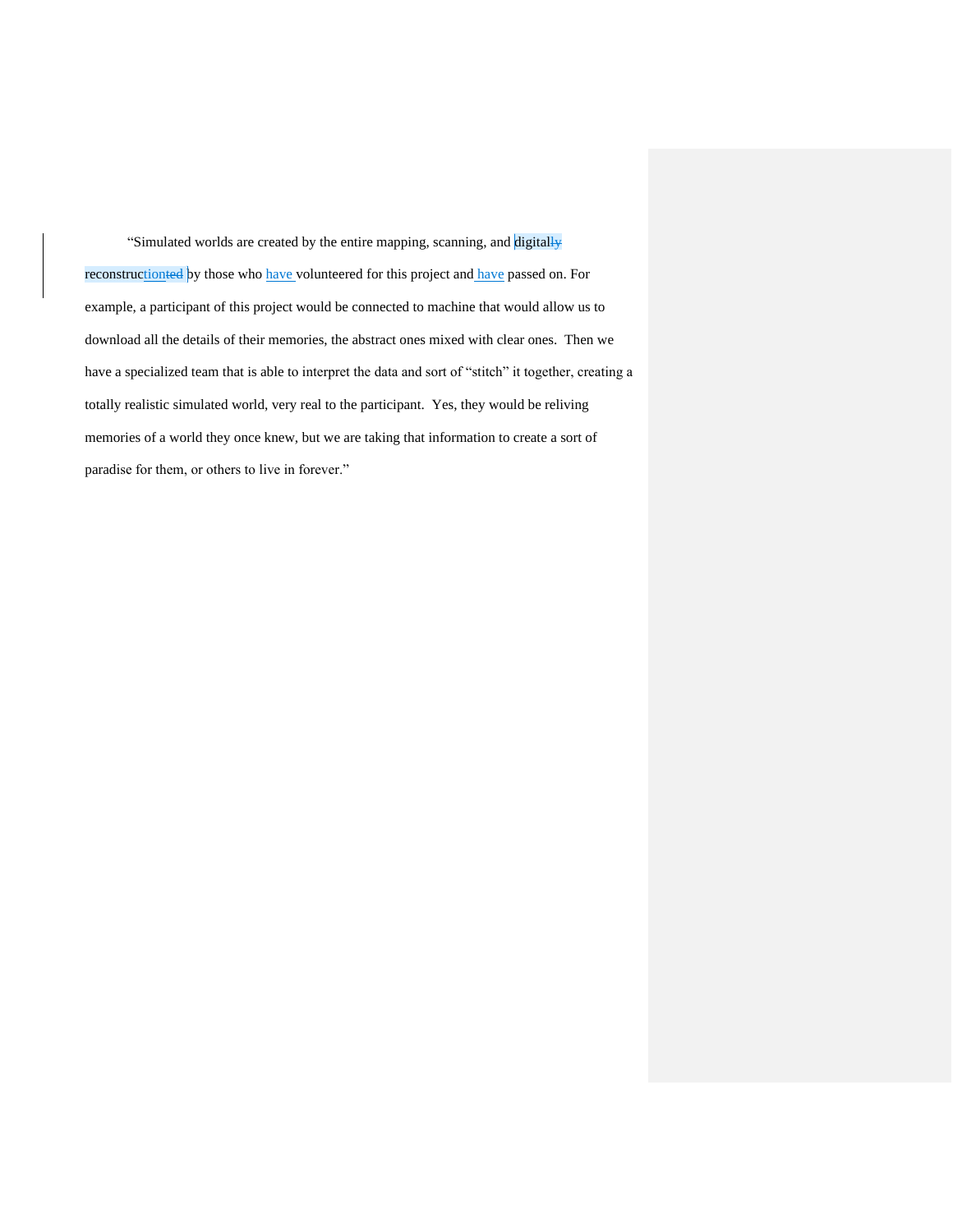"Simulated worlds are created by the entire mapping, scanning, and digital reconstruction by those who have volunteered for this project and have passed on. For example, a participant of this project would be connected to machine that would allow us to download all the details of their memories, the abstract ones mixed with clear ones. Then we have a specialized team that is able to interpret the data and sort of "stitch" it together, creating a totally realistic simulated world, very real to the participant. Yes, they would be reliving memories of a world they once knew, but we are taking that information to create a sort of paradise for them, or others to live in forever."